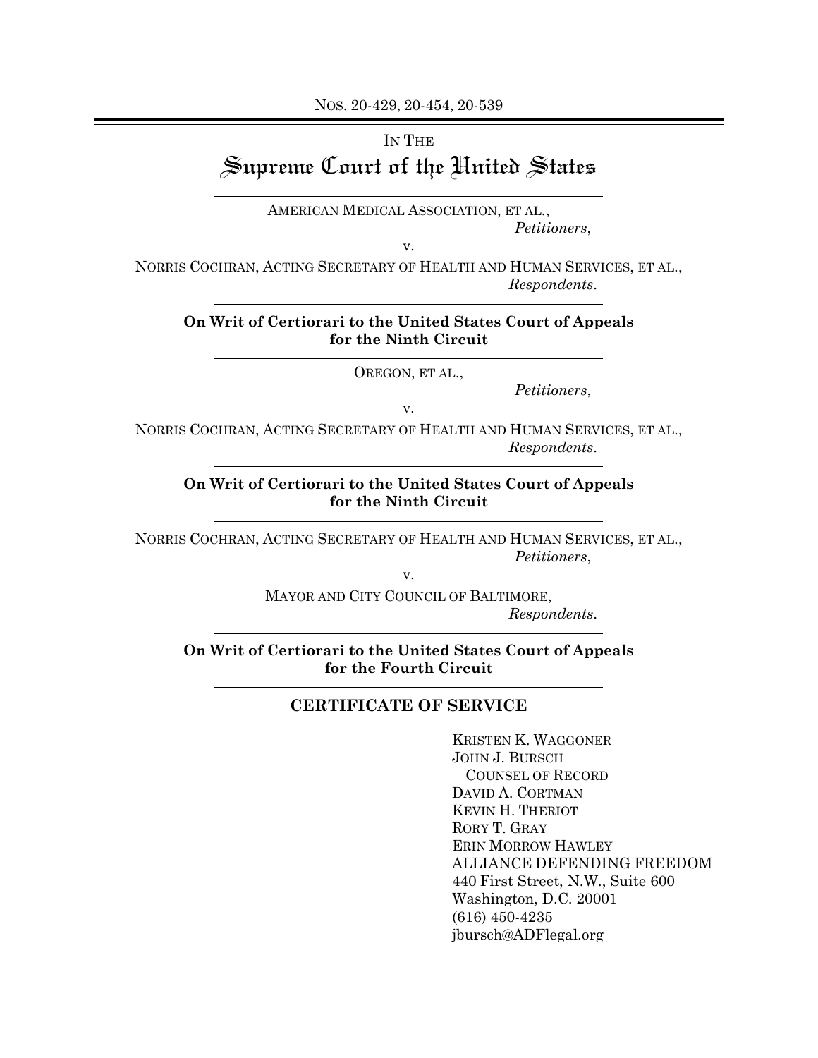NOS. 20-429, 20-454, 20-539

IN THE

# Supreme Court of the United States

AMERICAN MEDICAL ASSOCIATION, ET AL.,
*Petitioners*,

v.

NORRIS COCHRAN, ACTING SECRETARY OF HEALTH AND HUMAN SERVICES, ET AL.,
*Respondents*.

**On Writ of Certiorari to the United States Court of Appeals for the Ninth Circuit**

OREGON, ET AL.,
*Petitioners*,

v.

NORRIS COCHRAN, ACTING SECRETARY OF HEALTH AND HUMAN SERVICES, ET AL.,
*Respondents*.

**On Writ of Certiorari to the United States Court of Appeals for the Ninth Circuit**

NORRIS COCHRAN, ACTING SECRETARY OF HEALTH AND HUMAN SERVICES, ET AL.,
*Petitioners*,

v.

MAYOR AND CITY COUNCIL OF BALTIMORE,
*Respondents*.

**On Writ of Certiorari to the United States Court of Appeals for the Fourth Circuit**

## CERTIFICATE OF SERVICE

KRISTEN K. WAGGONER
JOHN J. BURSCH
COUNSEL OF RECORD
DAVID A. CORTMAN
KEVIN H. THERIOT
RORY T. GRAY
ERIN MORROW HAWLEY
ALLIANCE DEFENDING FREEDOM
440 First Street, N.W., Suite 600
Washington, D.C. 20001
(616) 450-4235
jbursch@ADFlegal.org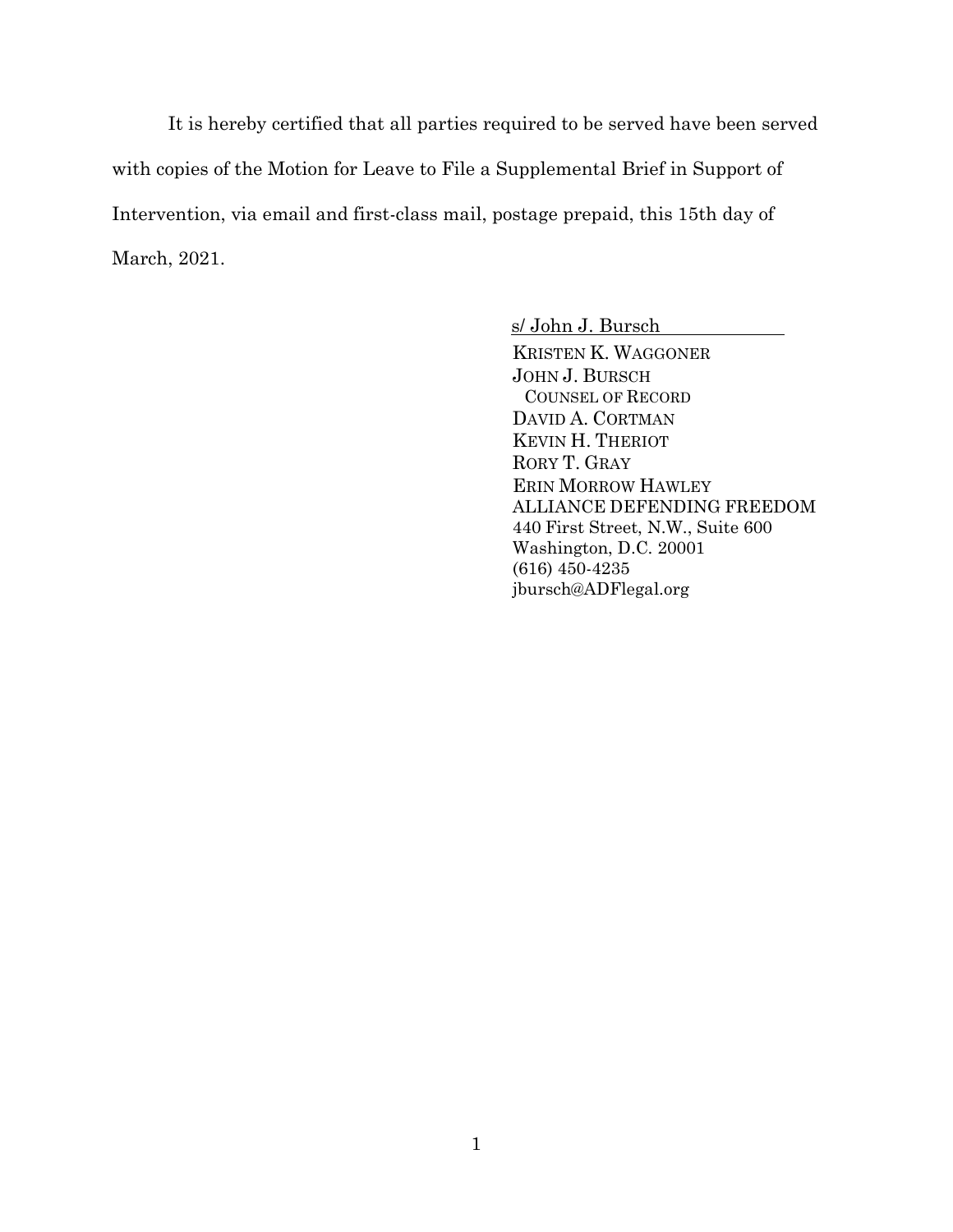It is hereby certified that all parties required to be served have been served with copies of the Motion for Leave to File a Supplemental Brief in Support of Intervention, via email and first-class mail, postage prepaid, this 15th day of March, 2021.

s/ John J. Bursch  
KRISTEN K. WAGGONER  
JOHN J. BURSCH  
COUNSEL OF RECORD  
DAVID A. CORTMAN  
KEVIN H. THERIOT  
RORY T. GRAY  
ERIN MORROW HAWLEY  
ALLIANCE DEFENDING FREEDOM  
440 First Street, N.W., Suite 600  
Washington, D.C. 20001  
(616) 450-4235  
jbursch@ADFlegal.org